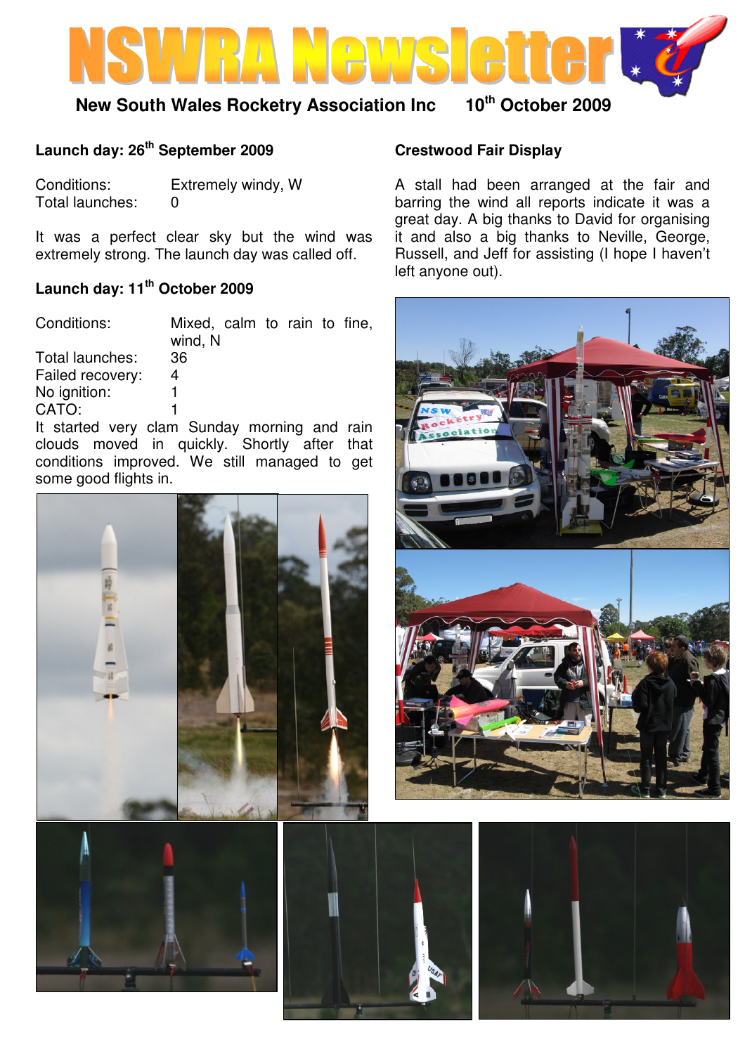# NSWRA Newsletter

**New South Wales Rocketry Association Inc** **10th October 2009**

## Launch day: 26th September 2009

Conditions: Extremely windy, W
Total launches: 0

It was a perfect clear sky but the wind was extremely strong. The launch day was called off.

## Launch day: 11th October 2009

Conditions: Mixed, calm to rain to fine, wind, N
Total launches: 36
Failed recovery: 4
No ignition: 1
CATO: 1

It started very clam Sunday morning and rain clouds moved in quickly. Shortly after that conditions improved. We still managed to get some good flights in.

## Crestwood Fair Display

A stall had been arranged at the fair and barring the wind all reports indicate it was a great day. A big thanks to David for organising it and also a big thanks to Neville, George, Russell, and Jeff for assisting (I hope I haven't left anyone out).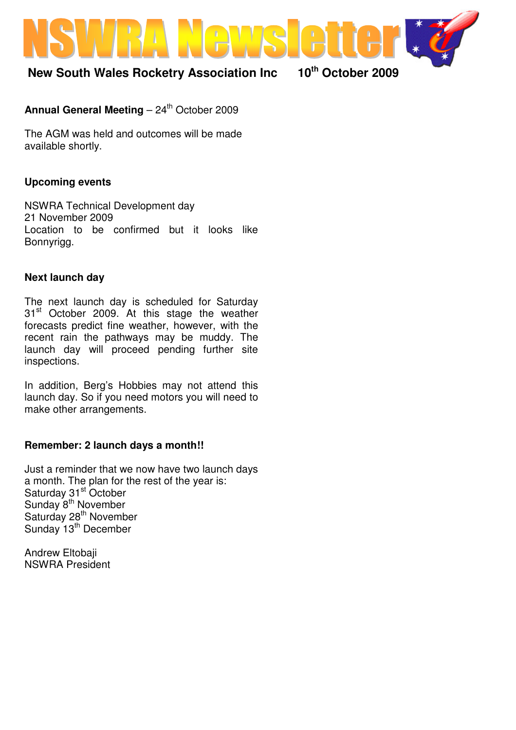# NSWRA Newsletter

**New South Wales Rocketry Association Inc** **10th October 2009**

**Annual General Meeting** – 24th October 2009

The AGM was held and outcomes will be made available shortly.

**Upcoming events**

NSWRA Technical Development day
21 November 2009
Location to be confirmed but it looks like Bonnyrigg.

**Next launch day**

The next launch day is scheduled for Saturday 31st October 2009. At this stage the weather forecasts predict fine weather, however, with the recent rain the pathways may be muddy. The launch day will proceed pending further site inspections.

In addition, Berg's Hobbies may not attend this launch day. So if you need motors you will need to make other arrangements.

**Remember: 2 launch days a month!!**

Just a reminder that we now have two launch days a month. The plan for the rest of the year is:
Saturday 31st October
Sunday 8th November
Saturday 28th November
Sunday 13th December

Andrew Eltobaji
NSWRA President